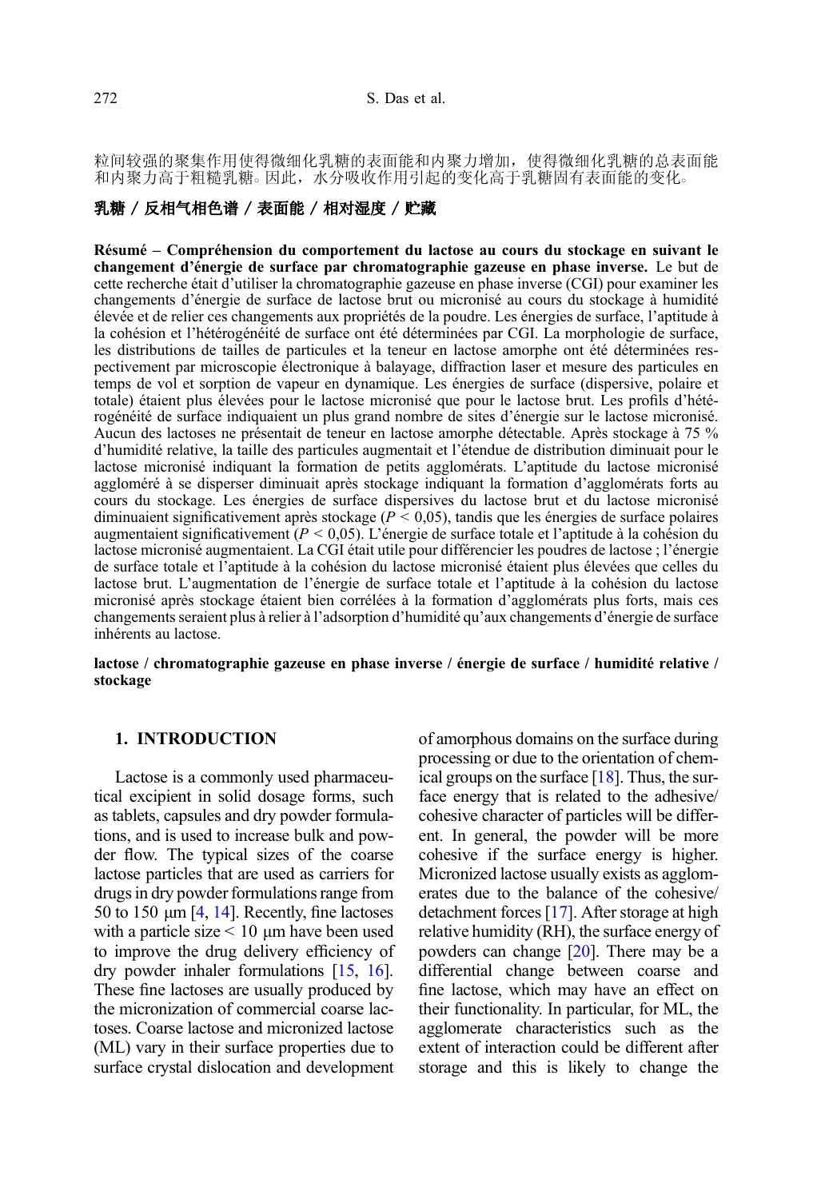粒间较强的聚集作用使得微细化乳糖的表面能和内聚力增加，使得微细化乳糖的总表面能和内聚力高于粗糙乳糖。因此，水分吸收作用引起的变化高于乳糖固有表面能的变化。

**乳糖 / 反相气相色谱 / 表面能 / 相对湿度 / 贮藏**

**Résumé – Compréhension du comportement du lactose au cours du stockage en suivant le changement d'énergie de surface par chromatographie gazeuse en phase inverse.** Le but de cette recherche était d'utiliser la chromatographie gazeuse en phase inverse (CGI) pour examiner les changements d'énergie de surface de lactose brut ou micronisé au cours du stockage à humidité élevée et de relier ces changements aux propriétés de la poudre. Les énergies de surface, l'aptitude à la cohésion et l'hétérogénéité de surface ont été déterminées par CGI. La morphologie de surface, les distributions de tailles de particules et la teneur en lactose amorphe ont été déterminées respectivement par microscopie électronique à balayage, diffraction laser et mesure des particules en temps de vol et sorption de vapeur en dynamique. Les énergies de surface (dispersive, polaire et totale) étaient plus élevées pour le lactose micronisé que pour le lactose brut. Les profils d'hétérogénéité de surface indiquaient un plus grand nombre de sites d'énergie sur le lactose micronisé. Aucun des lactoses ne présentait de teneur en lactose amorphe détectable. Après stockage à 75 % d'humidité relative, la taille des particules augmentait et l'étendue de distribution diminuait pour le lactose micronisé indiquant la formation de petits agglomérats. L'aptitude du lactose micronisé aggloméré à se disperser diminuait après stockage indiquant la formation d'agglomérats forts au cours du stockage. Les énergies de surface dispersives du lactose brut et du lactose micronisé diminuaient significativement après stockage ($P < 0{,}05$), tandis que les énergies de surface polaires augmentaient significativement ($P < 0{,}05$). L'énergie de surface totale et l'aptitude à la cohésion du lactose micronisé augmentaient. La CGI était utile pour différencier les poudres de lactose ; l'énergie de surface totale et l'aptitude à la cohésion du lactose micronisé étaient plus élevées que celles du lactose brut. L'augmentation de l'énergie de surface totale et l'aptitude à la cohésion du lactose micronisé après stockage étaient bien corrélées à la formation d'agglomérats plus forts, mais ces changements seraient plus à relier à l'adsorption d'humidité qu'aux changements d'énergie de surface inhérents au lactose.

**lactose / chromatographie gazeuse en phase inverse / énergie de surface / humidité relative / stockage**

## 1. INTRODUCTION

Lactose is a commonly used pharmaceutical excipient in solid dosage forms, such as tablets, capsules and dry powder formulations, and is used to increase bulk and powder flow. The typical sizes of the coarse lactose particles that are used as carriers for drugs in dry powder formulations range from 50 to 150 μm [4, 14]. Recently, fine lactoses with a particle size < 10 μm have been used to improve the drug delivery efficiency of dry powder inhaler formulations [15, 16]. These fine lactoses are usually produced by the micronization of commercial coarse lactoses. Coarse lactose and micronized lactose (ML) vary in their surface properties due to surface crystal dislocation and development of amorphous domains on the surface during processing or due to the orientation of chemical groups on the surface [18]. Thus, the surface energy that is related to the adhesive/cohesive character of particles will be different. In general, the powder will be more cohesive if the surface energy is higher. Micronized lactose usually exists as agglomerates due to the balance of the cohesive/detachment forces [17]. After storage at high relative humidity (RH), the surface energy of powders can change [20]. There may be a differential change between coarse and fine lactose, which may have an effect on their functionality. In particular, for ML, the agglomerate characteristics such as the extent of interaction could be different after storage and this is likely to change the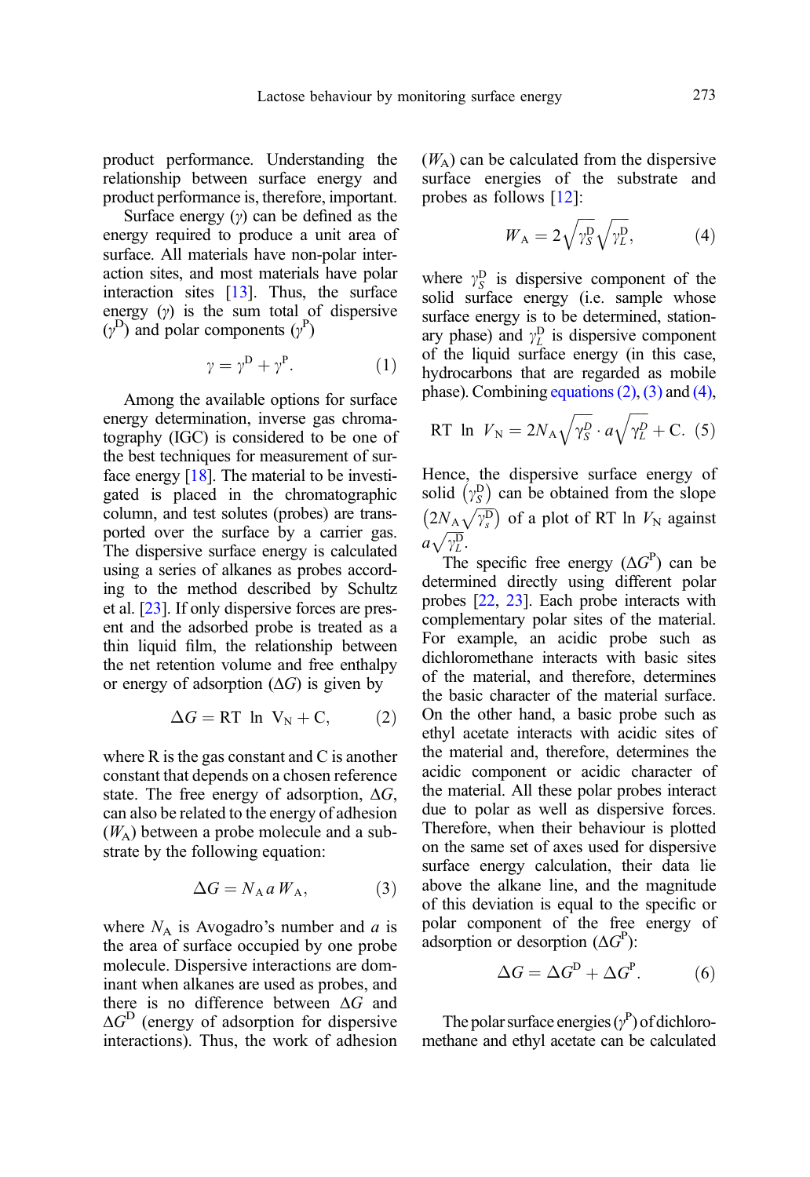product performance. Understanding the relationship between surface energy and product performance is, therefore, important.

Surface energy ($\gamma$) can be defined as the energy required to produce a unit area of surface. All materials have non-polar interaction sites, and most materials have polar interaction sites [13]. Thus, the surface energy ($\gamma$) is the sum total of dispersive ($\gamma^{D}$) and polar components ($\gamma^{P}$)

$$\gamma = \gamma^{D} + \gamma^{P}. \quad (1)$$

Among the available options for surface energy determination, inverse gas chromatography (IGC) is considered to be one of the best techniques for measurement of surface energy [18]. The material to be investigated is placed in the chromatographic column, and test solutes (probes) are transported over the surface by a carrier gas. The dispersive surface energy is calculated using a series of alkanes as probes according to the method described by Schultz et al. [23]. If only dispersive forces are present and the adsorbed probe is treated as a thin liquid film, the relationship between the net retention volume and free enthalpy or energy of adsorption ($\Delta G$) is given by

$$\Delta G = \mathrm{RT} \ \ln \ \mathrm{V_N} + \mathrm{C}, \quad (2)$$

where R is the gas constant and C is another constant that depends on a chosen reference state. The free energy of adsorption, $\Delta G$, can also be related to the energy of adhesion ($W_A$) between a probe molecule and a substrate by the following equation:

$$\Delta G = N_A \, a \, W_A, \quad (3)$$

where $N_A$ is Avogadro's number and $a$ is the area of surface occupied by one probe molecule. Dispersive interactions are dominant when alkanes are used as probes, and there is no difference between $\Delta G$ and $\Delta G^{D}$ (energy of adsorption for dispersive interactions). Thus, the work of adhesion ($W_A$) can be calculated from the dispersive surface energies of the substrate and probes as follows [12]:

$$W_A = 2\sqrt{\gamma_S^{D}}\sqrt{\gamma_L^{D}}, \quad (4)$$

where $\gamma_S^{D}$ is dispersive component of the solid surface energy (i.e. sample whose surface energy is to be determined, stationary phase) and $\gamma_L^{D}$ is dispersive component of the liquid surface energy (in this case, hydrocarbons that are regarded as mobile phase). Combining equations (2), (3) and (4),

$$\mathrm{RT} \ \ln \ V_N = 2N_A\sqrt{\gamma_S^{D}} \cdot a\sqrt{\gamma_L^{D}} + \mathrm{C}. \quad (5)$$

Hence, the dispersive surface energy of solid $\left(\gamma_S^{D}\right)$ can be obtained from the slope $\left(2N_A\sqrt{\gamma_s^{D}}\right)$ of a plot of RT ln $V_N$ against $a\sqrt{\gamma_L^{D}}$.

The specific free energy ($\Delta G^{P}$) can be determined directly using different polar probes [22, 23]. Each probe interacts with complementary polar sites of the material. For example, an acidic probe such as dichloromethane interacts with basic sites of the material, and therefore, determines the basic character of the material surface. On the other hand, a basic probe such as ethyl acetate interacts with acidic sites of the material and, therefore, determines the acidic component or acidic character of the material. All these polar probes interact due to polar as well as dispersive forces. Therefore, when their behaviour is plotted on the same set of axes used for dispersive surface energy calculation, their data lie above the alkane line, and the magnitude of this deviation is equal to the specific or polar component of the free energy of adsorption or desorption ($\Delta G^{P}$):

$$\Delta G = \Delta G^{D} + \Delta G^{P}. \quad (6)$$

The polar surface energies ($\gamma^{P}$) of dichloromethane and ethyl acetate can be calculated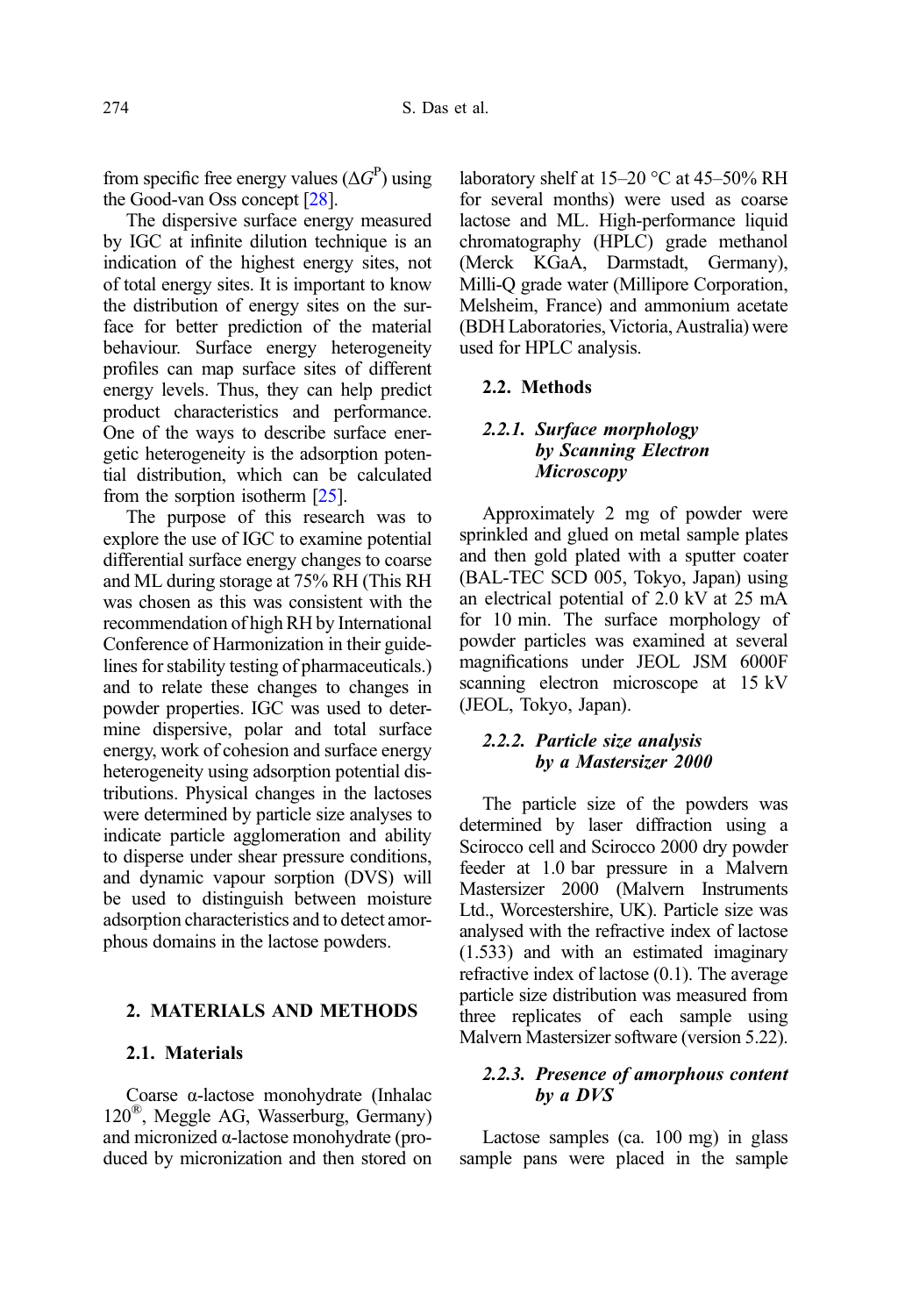from specific free energy values ($\Delta G^{P}$) using the Good-van Oss concept [28].

The dispersive surface energy measured by IGC at infinite dilution technique is an indication of the highest energy sites, not of total energy sites. It is important to know the distribution of energy sites on the surface for better prediction of the material behaviour. Surface energy heterogeneity profiles can map surface sites of different energy levels. Thus, they can help predict product characteristics and performance. One of the ways to describe surface energetic heterogeneity is the adsorption potential distribution, which can be calculated from the sorption isotherm [25].

The purpose of this research was to explore the use of IGC to examine potential differential surface energy changes to coarse and ML during storage at 75% RH (This RH was chosen as this was consistent with the recommendation of high RH by International Conference of Harmonization in their guidelines for stability testing of pharmaceuticals.) and to relate these changes to changes in powder properties. IGC was used to determine dispersive, polar and total surface energy, work of cohesion and surface energy heterogeneity using adsorption potential distributions. Physical changes in the lactoses were determined by particle size analyses to indicate particle agglomeration and ability to disperse under shear pressure conditions, and dynamic vapour sorption (DVS) will be used to distinguish between moisture adsorption characteristics and to detect amorphous domains in the lactose powders.

## 2. MATERIALS AND METHODS

### 2.1. Materials

Coarse α-lactose monohydrate (Inhalac 120®, Meggle AG, Wasserburg, Germany) and micronized α-lactose monohydrate (produced by micronization and then stored on laboratory shelf at 15–20 °C at 45–50% RH for several months) were used as coarse lactose and ML. High-performance liquid chromatography (HPLC) grade methanol (Merck KGaA, Darmstadt, Germany), Milli-Q grade water (Millipore Corporation, Melsheim, France) and ammonium acetate (BDH Laboratories, Victoria, Australia) were used for HPLC analysis.

### 2.2. Methods

#### *2.2.1. Surface morphology by Scanning Electron Microscopy*

Approximately 2 mg of powder were sprinkled and glued on metal sample plates and then gold plated with a sputter coater (BAL-TEC SCD 005, Tokyo, Japan) using an electrical potential of 2.0 kV at 25 mA for 10 min. The surface morphology of powder particles was examined at several magnifications under JEOL JSM 6000F scanning electron microscope at 15 kV (JEOL, Tokyo, Japan).

#### *2.2.2. Particle size analysis by a Mastersizer 2000*

The particle size of the powders was determined by laser diffraction using a Scirocco cell and Scirocco 2000 dry powder feeder at 1.0 bar pressure in a Malvern Mastersizer 2000 (Malvern Instruments Ltd., Worcestershire, UK). Particle size was analysed with the refractive index of lactose (1.533) and with an estimated imaginary refractive index of lactose (0.1). The average particle size distribution was measured from three replicates of each sample using Malvern Mastersizer software (version 5.22).

#### *2.2.3. Presence of amorphous content by a DVS*

Lactose samples (ca. 100 mg) in glass sample pans were placed in the sample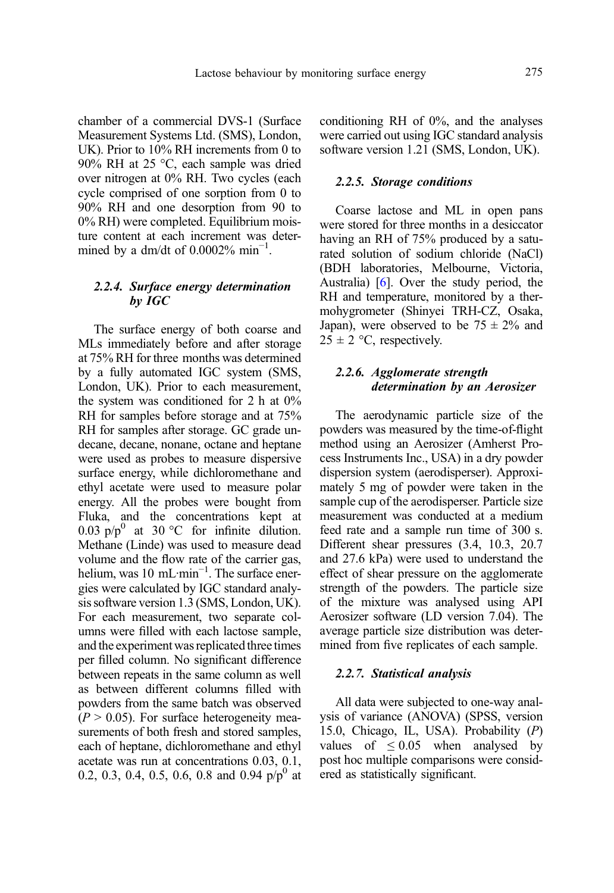chamber of a commercial DVS-1 (Surface Measurement Systems Ltd. (SMS), London, UK). Prior to 10% RH increments from 0 to 90% RH at 25 °C, each sample was dried over nitrogen at 0% RH. Two cycles (each cycle comprised of one sorption from 0 to 90% RH and one desorption from 90 to 0% RH) were completed. Equilibrium moisture content at each increment was determined by a dm/dt of 0.0002% $\text{min}^{-1}$.

#### 2.2.4. Surface energy determination by IGC

The surface energy of both coarse and MLs immediately before and after storage at 75% RH for three months was determined by a fully automated IGC system (SMS, London, UK). Prior to each measurement, the system was conditioned for 2 h at 0% RH for samples before storage and at 75% RH for samples after storage. GC grade undecane, decane, nonane, octane and heptane were used as probes to measure dispersive surface energy, while dichloromethane and ethyl acetate were used to measure polar energy. All the probes were bought from Fluka, and the concentrations kept at 0.03 $p/p^0$ at 30 °C for infinite dilution. Methane (Linde) was used to measure dead volume and the flow rate of the carrier gas, helium, was 10 $\text{mL·min}^{-1}$. The surface energies were calculated by IGC standard analysis software version 1.3 (SMS, London, UK). For each measurement, two separate columns were filled with each lactose sample, and the experiment was replicated three times per filled column. No significant difference between repeats in the same column as well as between different columns filled with powders from the same batch was observed ($P > 0.05$). For surface heterogeneity measurements of both fresh and stored samples, each of heptane, dichloromethane and ethyl acetate was run at concentrations 0.03, 0.1, 0.2, 0.3, 0.4, 0.5, 0.6, 0.8 and 0.94 $p/p^0$ at conditioning RH of 0%, and the analyses were carried out using IGC standard analysis software version 1.21 (SMS, London, UK).

#### 2.2.5. Storage conditions

Coarse lactose and ML in open pans were stored for three months in a desiccator having an RH of 75% produced by a saturated solution of sodium chloride (NaCl) (BDH laboratories, Melbourne, Victoria, Australia) [6]. Over the study period, the RH and temperature, monitored by a thermohygrometer (Shinyei TRH-CZ, Osaka, Japan), were observed to be 75 ± 2% and 25 ± 2 °C, respectively.

#### 2.2.6. Agglomerate strength determination by an Aerosizer

The aerodynamic particle size of the powders was measured by the time-of-flight method using an Aerosizer (Amherst Process Instruments Inc., USA) in a dry powder dispersion system (aerodisperser). Approximately 5 mg of powder were taken in the sample cup of the aerodisperser. Particle size measurement was conducted at a medium feed rate and a sample run time of 300 s. Different shear pressures (3.4, 10.3, 20.7 and 27.6 kPa) were used to understand the effect of shear pressure on the agglomerate strength of the powders. The particle size of the mixture was analysed using API Aerosizer software (LD version 7.04). The average particle size distribution was determined from five replicates of each sample.

#### 2.2.7. Statistical analysis

All data were subjected to one-way analysis of variance (ANOVA) (SPSS, version 15.0, Chicago, IL, USA). Probability ($P$) values of $\leq 0.05$ when analysed by post hoc multiple comparisons were considered as statistically significant.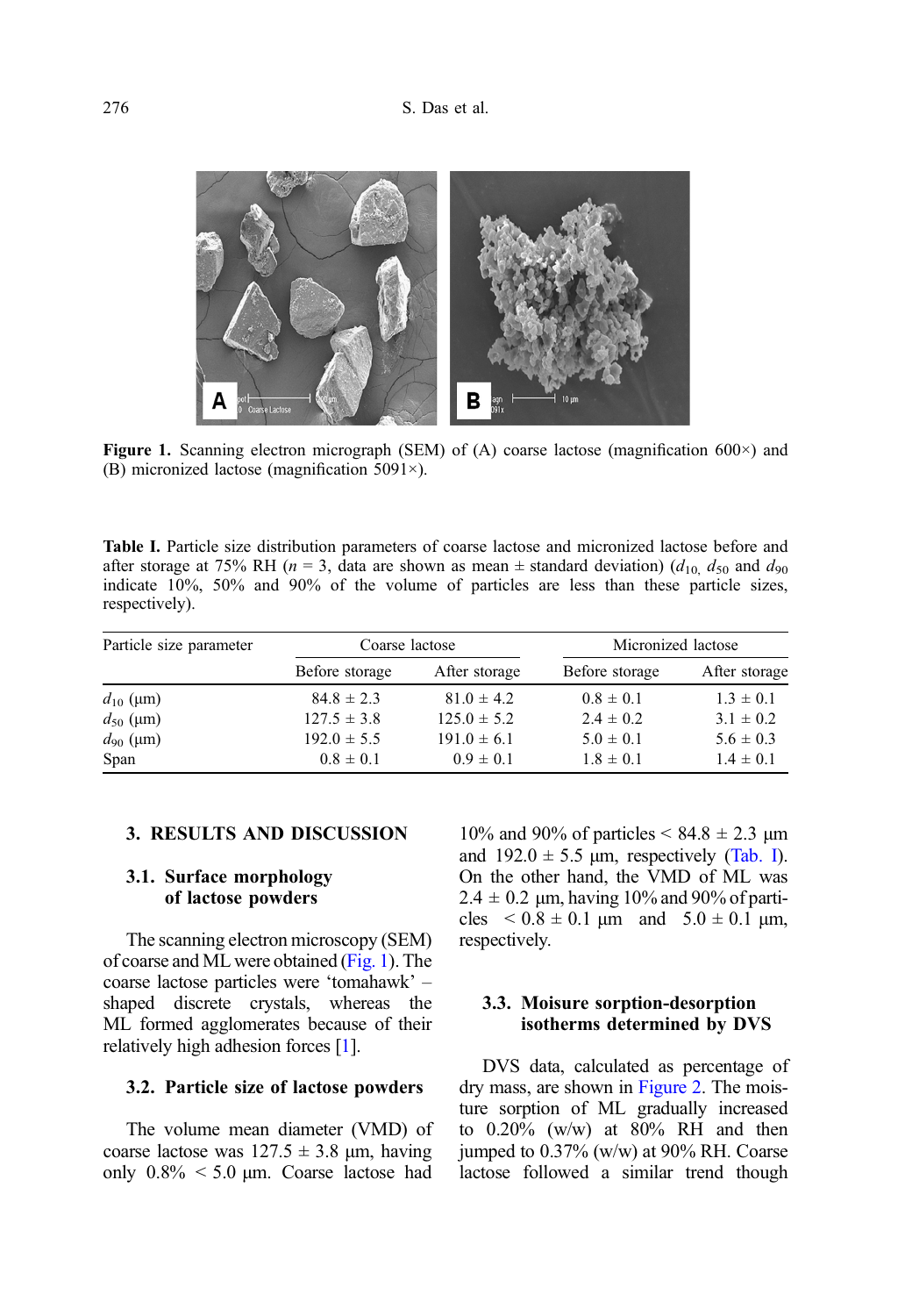**Figure 1.** Scanning electron micrograph (SEM) of (A) coarse lactose (magnification 600×) and (B) micronized lactose (magnification 5091×).

**Table I.** Particle size distribution parameters of coarse lactose and micronized lactose before and after storage at 75% RH ($n$ = 3, data are shown as mean ± standard deviation) ($d_{10}$, $d_{50}$ and $d_{90}$ indicate 10%, 50% and 90% of the volume of particles are less than these particle sizes, respectively).

| Particle size parameter | Coarse lactose | | Micronized lactose | |
|---|---|---|---|---|
| | Before storage | After storage | Before storage | After storage |
| $d_{10}$ (μm) | 84.8 ± 2.3 | 81.0 ± 4.2 | 0.8 ± 0.1 | 1.3 ± 0.1 |
| $d_{50}$ (μm) | 127.5 ± 3.8 | 125.0 ± 5.2 | 2.4 ± 0.2 | 3.1 ± 0.2 |
| $d_{90}$ (μm) | 192.0 ± 5.5 | 191.0 ± 6.1 | 5.0 ± 0.1 | 5.6 ± 0.3 |
| Span | 0.8 ± 0.1 | 0.9 ± 0.1 | 1.8 ± 0.1 | 1.4 ± 0.1 |

## 3. RESULTS AND DISCUSSION

### 3.1. Surface morphology of lactose powders

The scanning electron microscopy (SEM) of coarse and ML were obtained (Fig. 1). The coarse lactose particles were 'tomahawk' – shaped discrete crystals, whereas the ML formed agglomerates because of their relatively high adhesion forces [1].

### 3.2. Particle size of lactose powders

The volume mean diameter (VMD) of coarse lactose was 127.5 ± 3.8 μm, having only 0.8% < 5.0 μm. Coarse lactose had 10% and 90% of particles < 84.8 ± 2.3 μm and 192.0 ± 5.5 μm, respectively (Tab. I). On the other hand, the VMD of ML was 2.4 ± 0.2 μm, having 10% and 90% of particles < 0.8 ± 0.1 μm and 5.0 ± 0.1 μm, respectively.

### 3.3. Moisure sorption-desorption isotherms determined by DVS

DVS data, calculated as percentage of dry mass, are shown in Figure 2. The moisture sorption of ML gradually increased to 0.20% (w/w) at 80% RH and then jumped to 0.37% (w/w) at 90% RH. Coarse lactose followed a similar trend though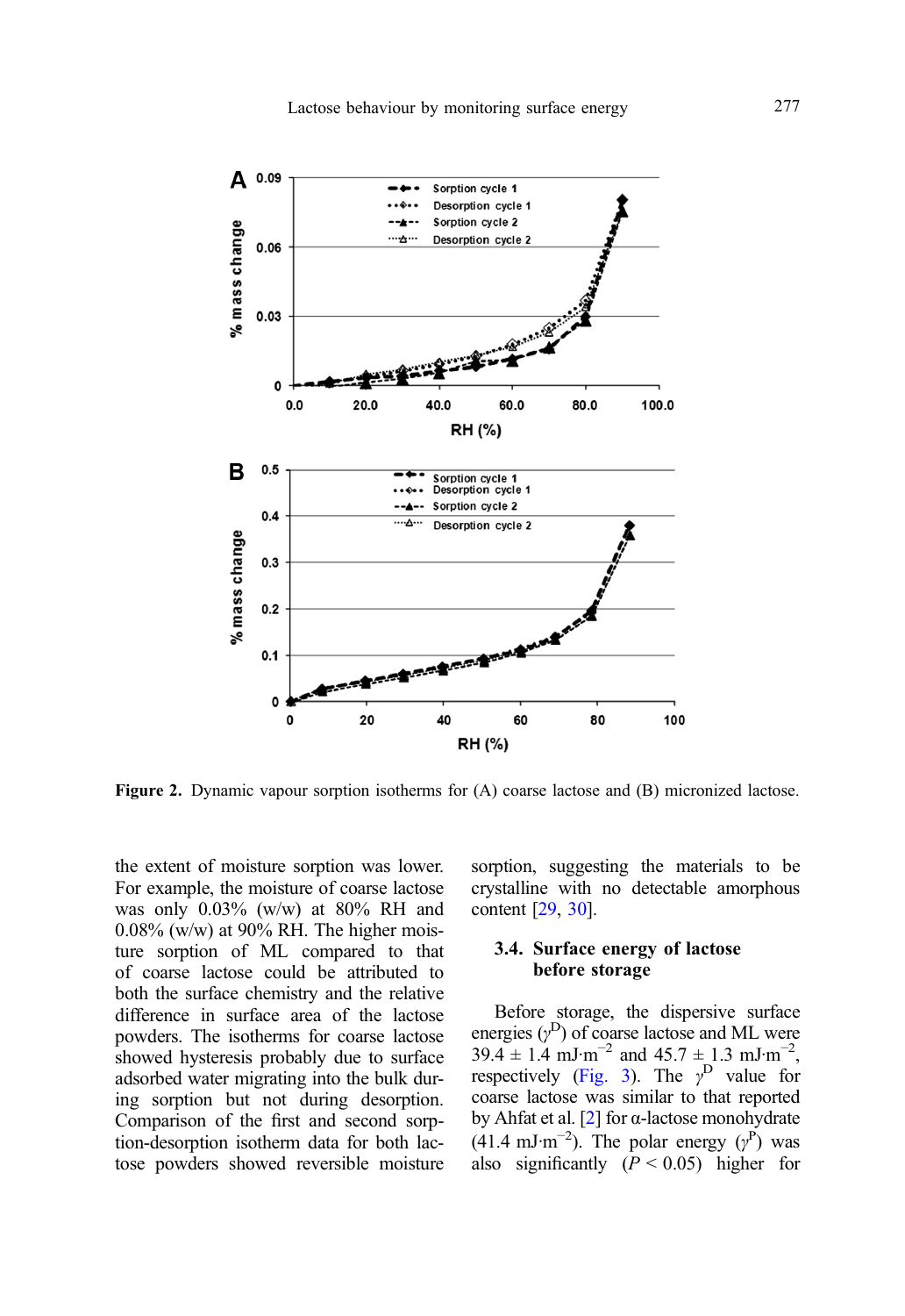Figure 2. Dynamic vapour sorption isotherms for (A) coarse lactose and (B) micronized lactose.

the extent of moisture sorption was lower. For example, the moisture of coarse lactose was only 0.03% (w/w) at 80% RH and 0.08% (w/w) at 90% RH. The higher moisture sorption of ML compared to that of coarse lactose could be attributed to both the surface chemistry and the relative difference in surface area of the lactose powders. The isotherms for coarse lactose showed hysteresis probably due to surface adsorbed water migrating into the bulk during sorption but not during desorption. Comparison of the first and second sorption-desorption isotherm data for both lactose powders showed reversible moisture sorption, suggesting the materials to be crystalline with no detectable amorphous content [29, 30].

### 3.4. Surface energy of lactose before storage

Before storage, the dispersive surface energies ($\gamma^D$) of coarse lactose and ML were 39.4 ± 1.4 mJ·m$^{-2}$ and 45.7 ± 1.3 mJ·m$^{-2}$, respectively (Fig. 3). The $\gamma^D$ value for coarse lactose was similar to that reported by Ahfat et al. [2] for α-lactose monohydrate (41.4 mJ·m$^{-2}$). The polar energy ($\gamma^P$) was also significantly ($P < 0.05$) higher for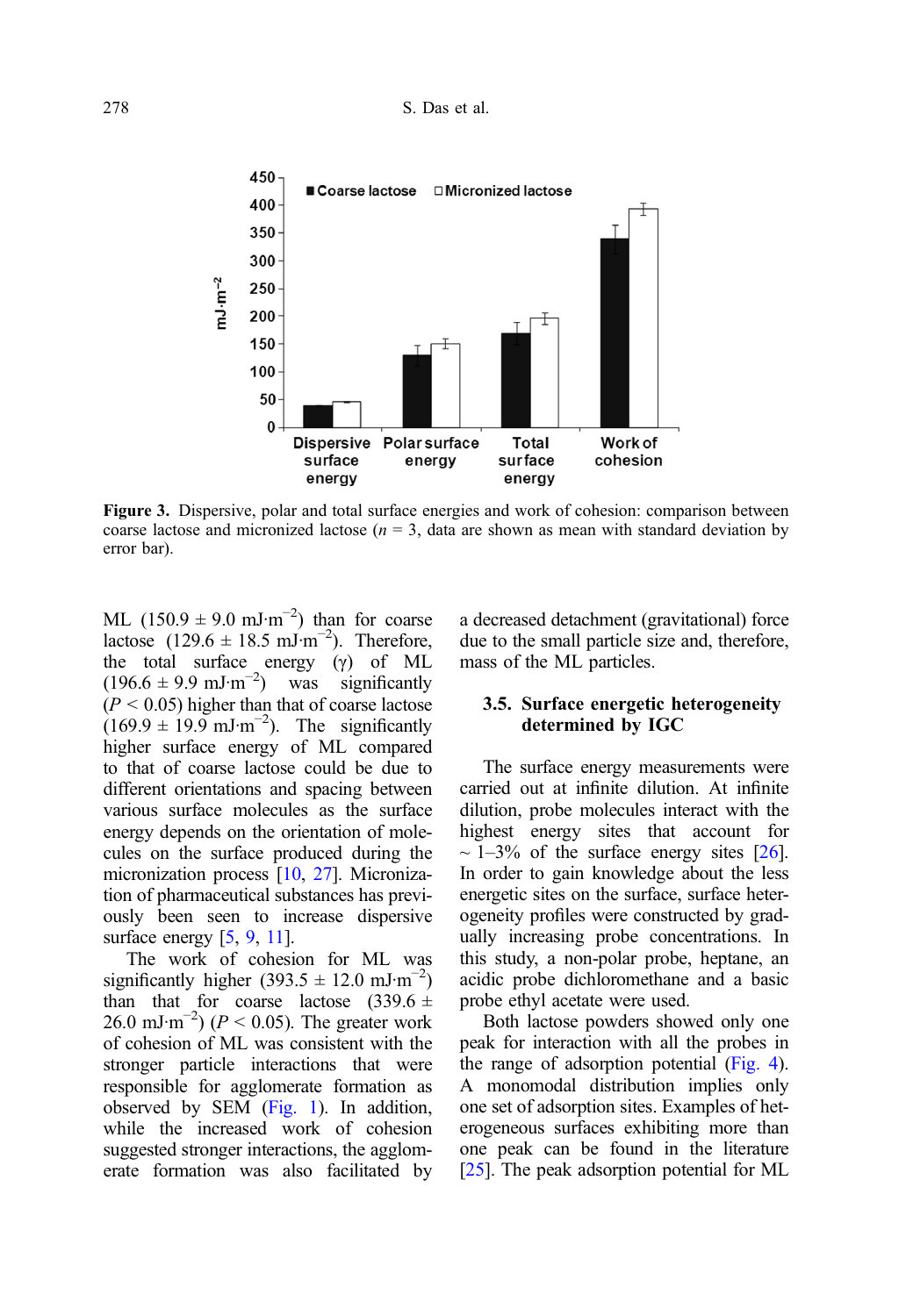Figure 3. Dispersive, polar and total surface energies and work of cohesion: comparison between coarse lactose and micronized lactose ($n$ = 3, data are shown as mean with standard deviation by error bar).

ML (150.9 ± 9.0 mJ·m$^{-2}$) than for coarse lactose (129.6 ± 18.5 mJ·m$^{-2}$). Therefore, the total surface energy ($\gamma$) of ML (196.6 ± 9.9 mJ·m$^{-2}$) was significantly ($P < 0.05$) higher than that of coarse lactose (169.9 ± 19.9 mJ·m$^{-2}$). The significantly higher surface energy of ML compared to that of coarse lactose could be due to different orientations and spacing between various surface molecules as the surface energy depends on the orientation of molecules on the surface produced during the micronization process [10, 27]. Micronization of pharmaceutical substances has previously been seen to increase dispersive surface energy [5, 9, 11].

The work of cohesion for ML was significantly higher (393.5 ± 12.0 mJ·m$^{-2}$) than that for coarse lactose (339.6 ± 26.0 mJ·m$^{-2}$) ($P < 0.05$). The greater work of cohesion of ML was consistent with the stronger particle interactions that were responsible for agglomerate formation as observed by SEM (Fig. 1). In addition, while the increased work of cohesion suggested stronger interactions, the agglomerate formation was also facilitated by a decreased detachment (gravitational) force due to the small particle size and, therefore, mass of the ML particles.

### 3.5. Surface energetic heterogeneity determined by IGC

The surface energy measurements were carried out at infinite dilution. At infinite dilution, probe molecules interact with the highest energy sites that account for ~ 1–3% of the surface energy sites [26]. In order to gain knowledge about the less energetic sites on the surface, surface heterogeneity profiles were constructed by gradually increasing probe concentrations. In this study, a non-polar probe, heptane, an acidic probe dichloromethane and a basic probe ethyl acetate were used.

Both lactose powders showed only one peak for interaction with all the probes in the range of adsorption potential (Fig. 4). A monomodal distribution implies only one set of adsorption sites. Examples of heterogeneous surfaces exhibiting more than one peak can be found in the literature [25]. The peak adsorption potential for ML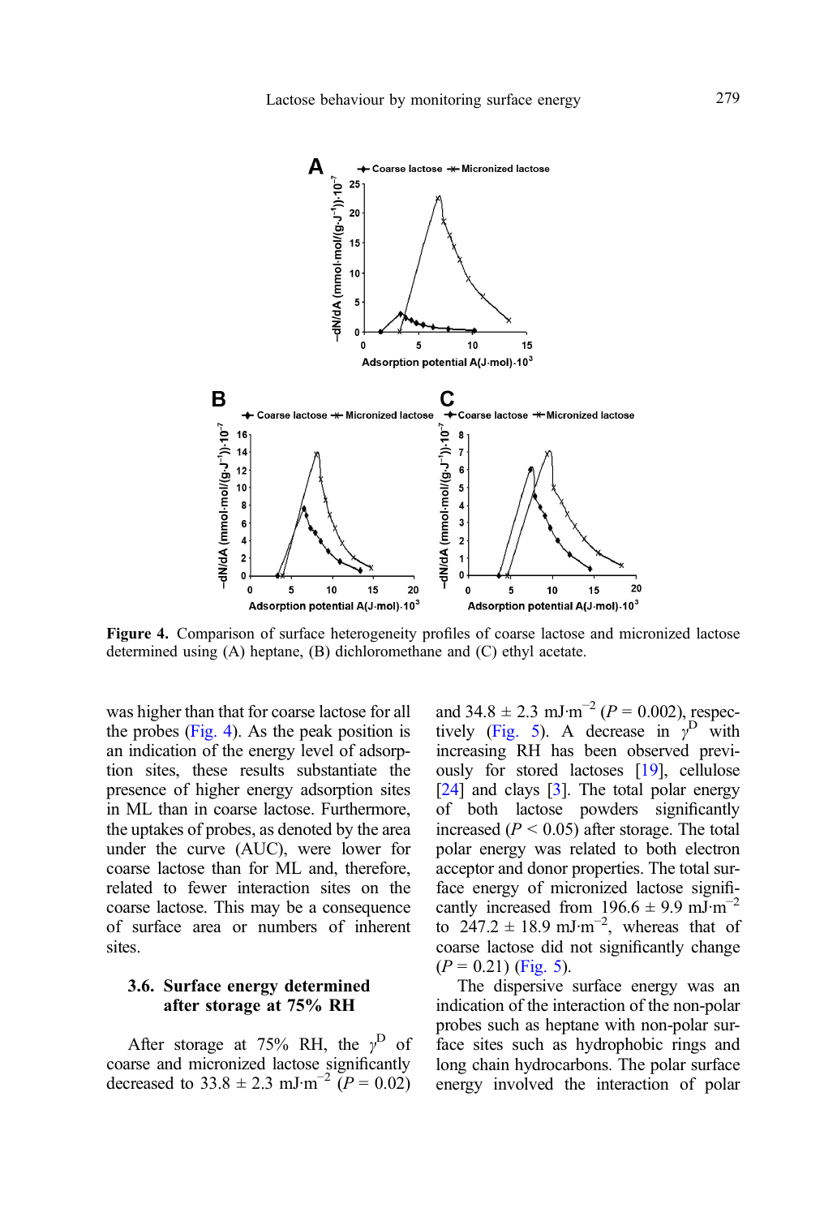Figure 4. Comparison of surface heterogeneity profiles of coarse lactose and micronized lactose determined using (A) heptane, (B) dichloromethane and (C) ethyl acetate.

was higher than that for coarse lactose for all the probes (Fig. 4). As the peak position is an indication of the energy level of adsorption sites, these results substantiate the presence of higher energy adsorption sites in ML than in coarse lactose. Furthermore, the uptakes of probes, as denoted by the area under the curve (AUC), were lower for coarse lactose than for ML and, therefore, related to fewer interaction sites on the coarse lactose. This may be a consequence of surface area or numbers of inherent sites.

### 3.6. Surface energy determined after storage at 75% RH

After storage at 75% RH, the $\gamma^D$ of coarse and micronized lactose significantly decreased to $33.8 \pm 2.3$ mJ·m$^{-2}$ ($P = 0.02$) and $34.8 \pm 2.3$ mJ·m$^{-2}$ ($P = 0.002$), respectively (Fig. 5). A decrease in $\gamma^D$ with increasing RH has been observed previously for stored lactoses [19], cellulose [24] and clays [3]. The total polar energy of both lactose powders significantly increased ($P < 0.05$) after storage. The total polar energy was related to both electron acceptor and donor properties. The total surface energy of micronized lactose significantly increased from $196.6 \pm 9.9$ mJ·m$^{-2}$ to $247.2 \pm 18.9$ mJ·m$^{-2}$, whereas that of coarse lactose did not significantly change ($P = 0.21$) (Fig. 5).

The dispersive surface energy was an indication of the interaction of the non-polar probes such as heptane with non-polar surface sites such as hydrophobic rings and long chain hydrocarbons. The polar surface energy involved the interaction of polar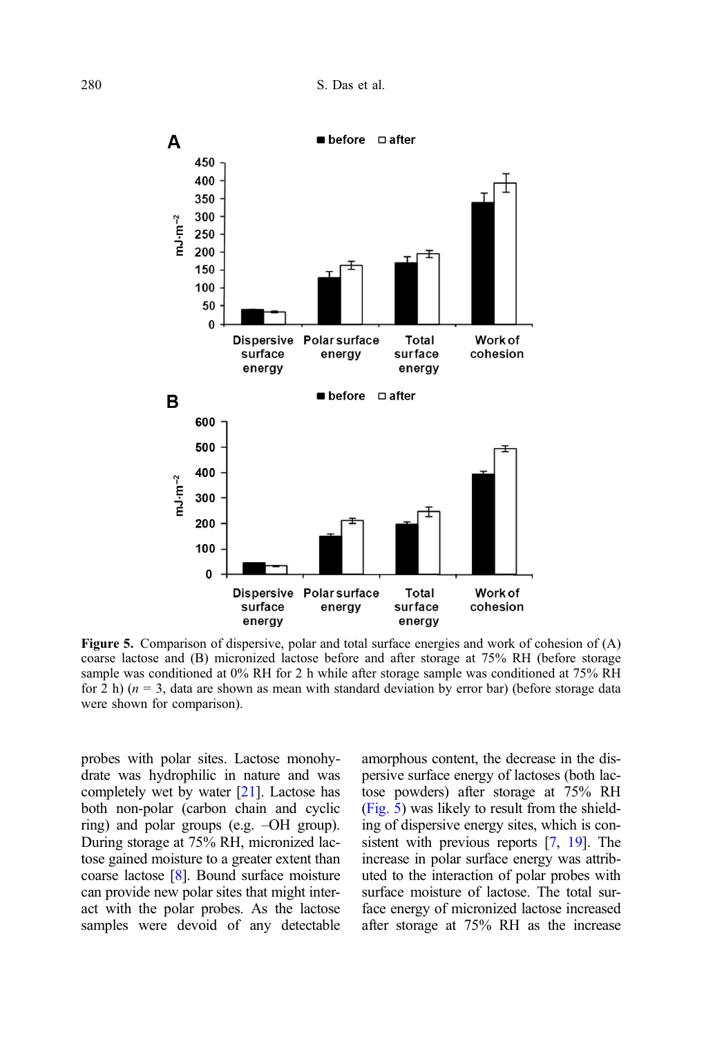**Figure 5.** Comparison of dispersive, polar and total surface energies and work of cohesion of (A) coarse lactose and (B) micronized lactose before and after storage at 75% RH (before storage sample was conditioned at 0% RH for 2 h while after storage sample was conditioned at 75% RH for 2 h) ($n$ = 3, data are shown as mean with standard deviation by error bar) (before storage data were shown for comparison).

probes with polar sites. Lactose monohydrate was hydrophilic in nature and was completely wet by water [21]. Lactose has both non-polar (carbon chain and cyclic ring) and polar groups (e.g. –OH group). During storage at 75% RH, micronized lactose gained moisture to a greater extent than coarse lactose [8]. Bound surface moisture can provide new polar sites that might interact with the polar probes. As the lactose samples were devoid of any detectable amorphous content, the decrease in the dispersive surface energy of lactoses (both lactose powders) after storage at 75% RH (Fig. 5) was likely to result from the shielding of dispersive energy sites, which is consistent with previous reports [7, 19]. The increase in polar surface energy was attributed to the interaction of polar probes with surface moisture of lactose. The total surface energy of micronized lactose increased after storage at 75% RH as the increase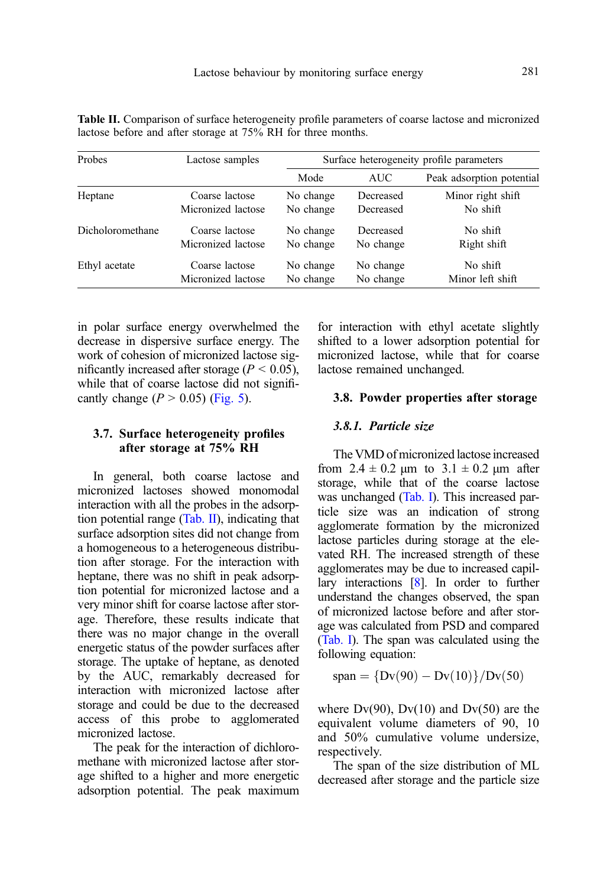**Table II.** Comparison of surface heterogeneity profile parameters of coarse lactose and micronized lactose before and after storage at 75% RH for three months.

| Probes | Lactose samples | Surface heterogeneity profile parameters | | |
|---|---|---|---|---|
| | | Mode | AUC | Peak adsorption potential |
| Heptane | Coarse lactose | No change | Decreased | Minor right shift |
| | Micronized lactose | No change | Decreased | No shift |
| Dicholoromethane | Coarse lactose | No change | Decreased | No shift |
| | Micronized lactose | No change | No change | Right shift |
| Ethyl acetate | Coarse lactose | No change | No change | No shift |
| | Micronized lactose | No change | No change | Minor left shift |

in polar surface energy overwhelmed the decrease in dispersive surface energy. The work of cohesion of micronized lactose significantly increased after storage ($P < 0.05$), while that of coarse lactose did not significantly change ($P > 0.05$) (Fig. 5).

### 3.7. Surface heterogeneity profiles after storage at 75% RH

In general, both coarse lactose and micronized lactoses showed monomodal interaction with all the probes in the adsorption potential range (Tab. II), indicating that surface adsorption sites did not change from a homogeneous to a heterogeneous distribution after storage. For the interaction with heptane, there was no shift in peak adsorption potential for micronized lactose and a very minor shift for coarse lactose after storage. Therefore, these results indicate that there was no major change in the overall energetic status of the powder surfaces after storage. The uptake of heptane, as denoted by the AUC, remarkably decreased for interaction with micronized lactose after storage and could be due to the decreased access of this probe to agglomerated micronized lactose.

The peak for the interaction of dichloromethane with micronized lactose after storage shifted to a higher and more energetic adsorption potential. The peak maximum for interaction with ethyl acetate slightly shifted to a lower adsorption potential for micronized lactose, while that for coarse lactose remained unchanged.

### 3.8. Powder properties after storage

#### *3.8.1. Particle size*

The VMD of micronized lactose increased from 2.4 ± 0.2 μm to 3.1 ± 0.2 μm after storage, while that of the coarse lactose was unchanged (Tab. I). This increased particle size was an indication of strong agglomerate formation by the micronized lactose particles during storage at the elevated RH. The increased strength of these agglomerates may be due to increased capillary interactions [8]. In order to further understand the changes observed, the span of micronized lactose before and after storage was calculated from PSD and compared (Tab. I). The span was calculated using the following equation:

$$\text{span} = \{\text{Dv}(90) - \text{Dv}(10)\}/\text{Dv}(50)$$

where Dv(90), Dv(10) and Dv(50) are the equivalent volume diameters of 90, 10 and 50% cumulative volume undersize, respectively.

The span of the size distribution of ML decreased after storage and the particle size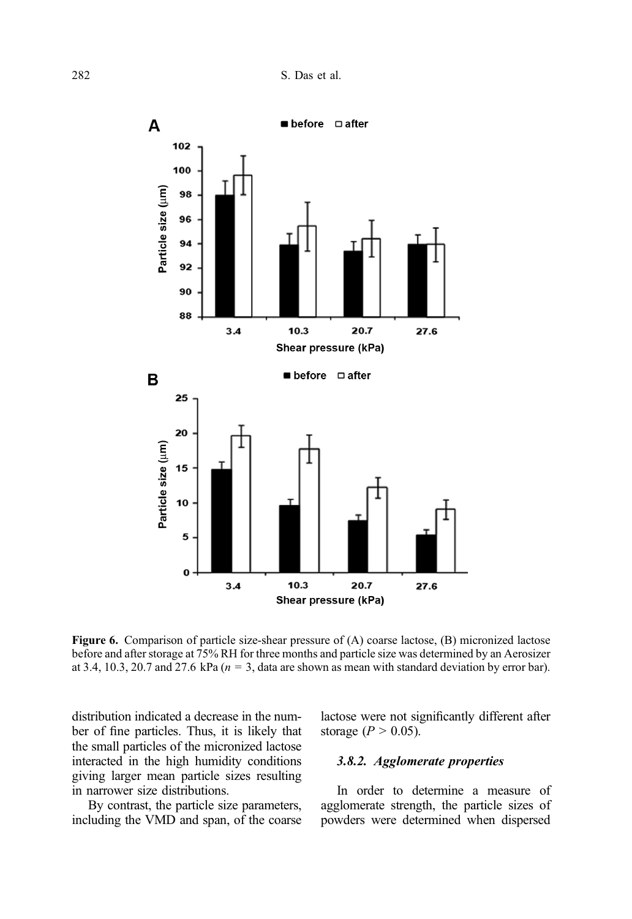**Figure 6.** Comparison of particle size-shear pressure of (A) coarse lactose, (B) micronized lactose before and after storage at 75% RH for three months and particle size was determined by an Aerosizer at 3.4, 10.3, 20.7 and 27.6 kPa ($n$ = 3, data are shown as mean with standard deviation by error bar).

distribution indicated a decrease in the number of fine particles. Thus, it is likely that the small particles of the micronized lactose interacted in the high humidity conditions giving larger mean particle sizes resulting in narrower size distributions.

By contrast, the particle size parameters, including the VMD and span, of the coarse lactose were not significantly different after storage ($P > 0.05$).

### 3.8.2. *Agglomerate properties*

In order to determine a measure of agglomerate strength, the particle sizes of powders were determined when dispersed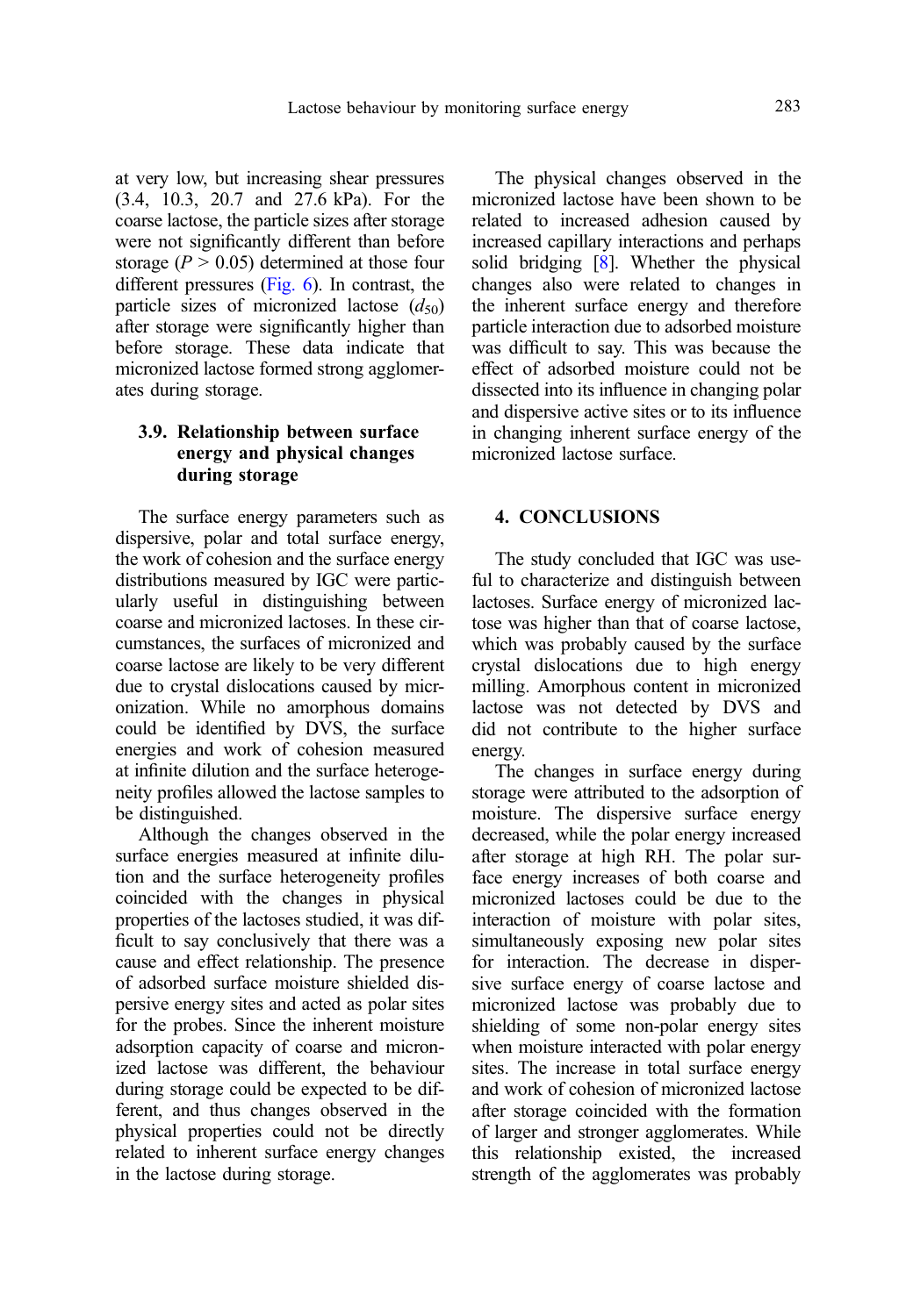at very low, but increasing shear pressures (3.4, 10.3, 20.7 and 27.6 kPa). For the coarse lactose, the particle sizes after storage were not significantly different than before storage ($P > 0.05$) determined at those four different pressures (Fig. 6). In contrast, the particle sizes of micronized lactose ($d_{50}$) after storage were significantly higher than before storage. These data indicate that micronized lactose formed strong agglomerates during storage.

### 3.9. Relationship between surface energy and physical changes during storage

The surface energy parameters such as dispersive, polar and total surface energy, the work of cohesion and the surface energy distributions measured by IGC were particularly useful in distinguishing between coarse and micronized lactoses. In these circumstances, the surfaces of micronized and coarse lactose are likely to be very different due to crystal dislocations caused by micronization. While no amorphous domains could be identified by DVS, the surface energies and work of cohesion measured at infinite dilution and the surface heterogeneity profiles allowed the lactose samples to be distinguished.

Although the changes observed in the surface energies measured at infinite dilution and the surface heterogeneity profiles coincided with the changes in physical properties of the lactoses studied, it was difficult to say conclusively that there was a cause and effect relationship. The presence of adsorbed surface moisture shielded dispersive energy sites and acted as polar sites for the probes. Since the inherent moisture adsorption capacity of coarse and micronized lactose was different, the behaviour during storage could be expected to be different, and thus changes observed in the physical properties could not be directly related to inherent surface energy changes in the lactose during storage.

The physical changes observed in the micronized lactose have been shown to be related to increased adhesion caused by increased capillary interactions and perhaps solid bridging [8]. Whether the physical changes also were related to changes in the inherent surface energy and therefore particle interaction due to adsorbed moisture was difficult to say. This was because the effect of adsorbed moisture could not be dissected into its influence in changing polar and dispersive active sites or to its influence in changing inherent surface energy of the micronized lactose surface.

## 4. CONCLUSIONS

The study concluded that IGC was useful to characterize and distinguish between lactoses. Surface energy of micronized lactose was higher than that of coarse lactose, which was probably caused by the surface crystal dislocations due to high energy milling. Amorphous content in micronized lactose was not detected by DVS and did not contribute to the higher surface energy.

The changes in surface energy during storage were attributed to the adsorption of moisture. The dispersive surface energy decreased, while the polar energy increased after storage at high RH. The polar surface energy increases of both coarse and micronized lactoses could be due to the interaction of moisture with polar sites, simultaneously exposing new polar sites for interaction. The decrease in dispersive surface energy of coarse lactose and micronized lactose was probably due to shielding of some non-polar energy sites when moisture interacted with polar energy sites. The increase in total surface energy and work of cohesion of micronized lactose after storage coincided with the formation of larger and stronger agglomerates. While this relationship existed, the increased strength of the agglomerates was probably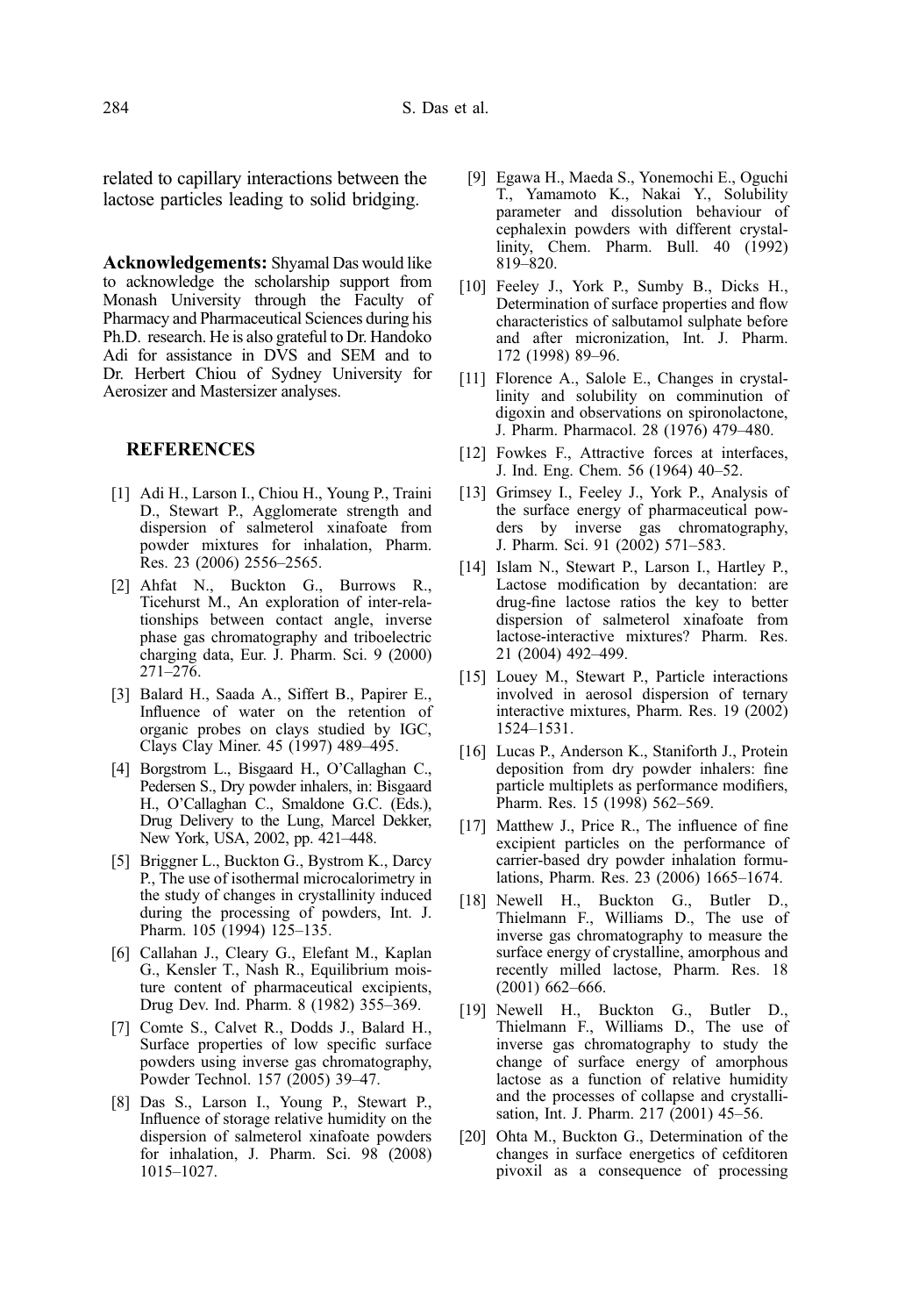related to capillary interactions between the lactose particles leading to solid bridging.

**Acknowledgements:** Shyamal Das would like to acknowledge the scholarship support from Monash University through the Faculty of Pharmacy and Pharmaceutical Sciences during his Ph.D. research. He is also grateful to Dr. Handoko Adi for assistance in DVS and SEM and to Dr. Herbert Chiou of Sydney University for Aerosizer and Mastersizer analyses.

## REFERENCES

[1] Adi H., Larson I., Chiou H., Young P., Traini D., Stewart P., Agglomerate strength and dispersion of salmeterol xinafoate from powder mixtures for inhalation, Pharm. Res. 23 (2006) 2556–2565.

[2] Ahfat N., Buckton G., Burrows R., Ticehurst M., An exploration of inter-relationships between contact angle, inverse phase gas chromatography and triboelectric charging data, Eur. J. Pharm. Sci. 9 (2000) 271–276.

[3] Balard H., Saada A., Siffert B., Papirer E., Influence of water on the retention of organic probes on clays studied by IGC, Clays Clay Miner. 45 (1997) 489–495.

[4] Borgstrom L., Bisgaard H., O'Callaghan C., Pedersen S., Dry powder inhalers, in: Bisgaard H., O'Callaghan C., Smaldone G.C. (Eds.), Drug Delivery to the Lung, Marcel Dekker, New York, USA, 2002, pp. 421–448.

[5] Briggner L., Buckton G., Bystrom K., Darcy P., The use of isothermal microcalorimetry in the study of changes in crystallinity induced during the processing of powders, Int. J. Pharm. 105 (1994) 125–135.

[6] Callahan J., Cleary G., Elefant M., Kaplan G., Kensler T., Nash R., Equilibrium moisture content of pharmaceutical excipients, Drug Dev. Ind. Pharm. 8 (1982) 355–369.

[7] Comte S., Calvet R., Dodds J., Balard H., Surface properties of low specific surface powders using inverse gas chromatography, Powder Technol. 157 (2005) 39–47.

[8] Das S., Larson I., Young P., Stewart P., Influence of storage relative humidity on the dispersion of salmeterol xinafoate powders for inhalation, J. Pharm. Sci. 98 (2008) 1015–1027.

[9] Egawa H., Maeda S., Yonemochi E., Oguchi T., Yamamoto K., Nakai Y., Solubility parameter and dissolution behaviour of cephalexin powders with different crystallinity, Chem. Pharm. Bull. 40 (1992) 819–820.

[10] Feeley J., York P., Sumby B., Dicks H., Determination of surface properties and flow characteristics of salbutamol sulphate before and after micronization, Int. J. Pharm. 172 (1998) 89–96.

[11] Florence A., Salole E., Changes in crystallinity and solubility on comminution of digoxin and observations on spironolactone, J. Pharm. Pharmacol. 28 (1976) 479–480.

[12] Fowkes F., Attractive forces at interfaces, J. Ind. Eng. Chem. 56 (1964) 40–52.

[13] Grimsey I., Feeley J., York P., Analysis of the surface energy of pharmaceutical powders by inverse gas chromatography, J. Pharm. Sci. 91 (2002) 571–583.

[14] Islam N., Stewart P., Larson I., Hartley P., Lactose modification by decantation: are drug-fine lactose ratios the key to better dispersion of salmeterol xinafoate from lactose-interactive mixtures? Pharm. Res. 21 (2004) 492–499.

[15] Louey M., Stewart P., Particle interactions involved in aerosol dispersion of ternary interactive mixtures, Pharm. Res. 19 (2002) 1524–1531.

[16] Lucas P., Anderson K., Staniforth J., Protein deposition from dry powder inhalers: fine particle multiplets as performance modifiers, Pharm. Res. 15 (1998) 562–569.

[17] Matthew J., Price R., The influence of fine excipient particles on the performance of carrier-based dry powder inhalation formulations, Pharm. Res. 23 (2006) 1665–1674.

[18] Newell H., Buckton G., Butler D., Thielmann F., Williams D., The use of inverse gas chromatography to measure the surface energy of crystalline, amorphous and recently milled lactose, Pharm. Res. 18 (2001) 662–666.

[19] Newell H., Buckton G., Butler D., Thielmann F., Williams D., The use of inverse gas chromatography to study the change of surface energy of amorphous lactose as a function of relative humidity and the processes of collapse and crystallisation, Int. J. Pharm. 217 (2001) 45–56.

[20] Ohta M., Buckton G., Determination of the changes in surface energetics of cefditoren pivoxil as a consequence of processing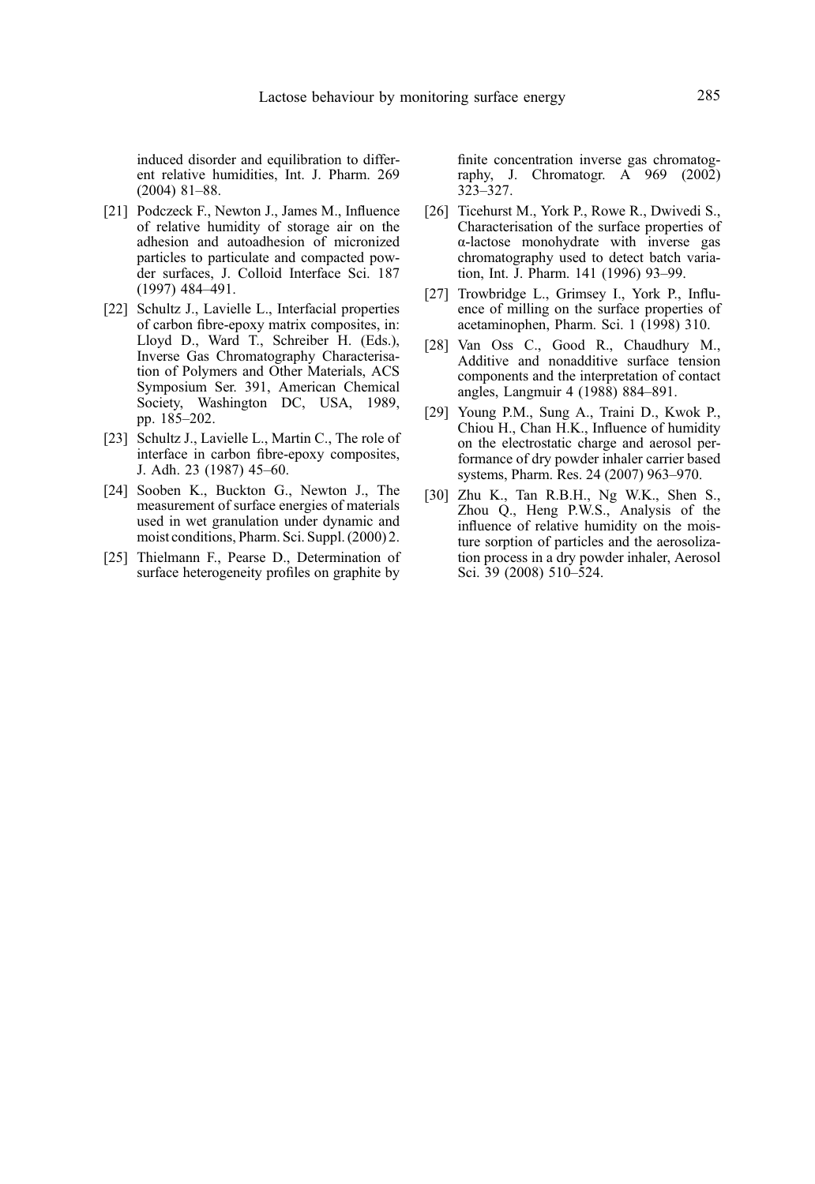induced disorder and equilibration to different relative humidities, Int. J. Pharm. 269 (2004) 81–88.

[21] Podczeck F., Newton J., James M., Influence of relative humidity of storage air on the adhesion and autoadhesion of micronized particles to particulate and compacted powder surfaces, J. Colloid Interface Sci. 187 (1997) 484–491.

[22] Schultz J., Lavielle L., Interfacial properties of carbon fibre-epoxy matrix composites, in: Lloyd D., Ward T., Schreiber H. (Eds.), Inverse Gas Chromatography Characterisation of Polymers and Other Materials, ACS Symposium Ser. 391, American Chemical Society, Washington DC, USA, 1989, pp. 185–202.

[23] Schultz J., Lavielle L., Martin C., The role of interface in carbon fibre-epoxy composites, J. Adh. 23 (1987) 45–60.

[24] Sooben K., Buckton G., Newton J., The measurement of surface energies of materials used in wet granulation under dynamic and moist conditions, Pharm. Sci. Suppl. (2000) 2.

[25] Thielmann F., Pearse D., Determination of surface heterogeneity profiles on graphite by finite concentration inverse gas chromatography, J. Chromatogr. A 969 (2002) 323–327.

[26] Ticehurst M., York P., Rowe R., Dwivedi S., Characterisation of the surface properties of α-lactose monohydrate with inverse gas chromatography used to detect batch variation, Int. J. Pharm. 141 (1996) 93–99.

[27] Trowbridge L., Grimsey I., York P., Influence of milling on the surface properties of acetaminophen, Pharm. Sci. 1 (1998) 310.

[28] Van Oss C., Good R., Chaudhury M., Additive and nonadditive surface tension components and the interpretation of contact angles, Langmuir 4 (1988) 884–891.

[29] Young P.M., Sung A., Traini D., Kwok P., Chiou H., Chan H.K., Influence of humidity on the electrostatic charge and aerosol performance of dry powder inhaler carrier based systems, Pharm. Res. 24 (2007) 963–970.

[30] Zhu K., Tan R.B.H., Ng W.K., Shen S., Zhou Q., Heng P.W.S., Analysis of the influence of relative humidity on the moisture sorption of particles and the aerosolization process in a dry powder inhaler, Aerosol Sci. 39 (2008) 510–524.